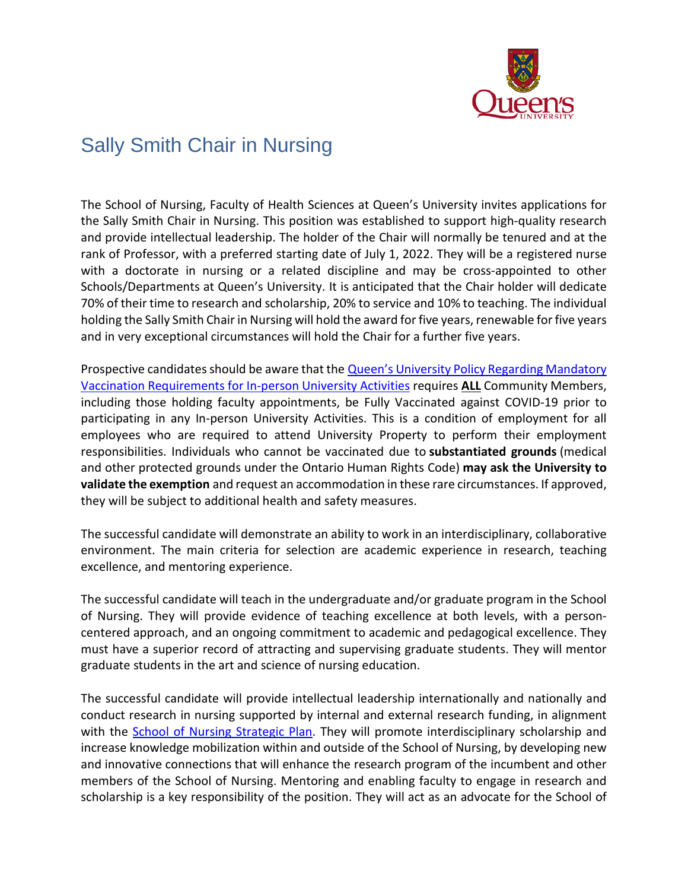# Sally Smith Chair in Nursing

The School of Nursing, Faculty of Health Sciences at Queen's University invites applications for the Sally Smith Chair in Nursing. This position was established to support high-quality research and provide intellectual leadership. The holder of the Chair will normally be tenured and at the rank of Professor, with a preferred starting date of July 1, 2022. They will be a registered nurse with a doctorate in nursing or a related discipline and may be cross-appointed to other Schools/Departments at Queen's University. It is anticipated that the Chair holder will dedicate 70% of their time to research and scholarship, 20% to service and 10% to teaching. The individual holding the Sally Smith Chair in Nursing will hold the award for five years, renewable for five years and in very exceptional circumstances will hold the Chair for a further five years.

Prospective candidates should be aware that the [Queen's University Policy Regarding Mandatory Vaccination Requirements for In-person University Activities]() requires **ALL** Community Members, including those holding faculty appointments, be Fully Vaccinated against COVID-19 prior to participating in any In-person University Activities. This is a condition of employment for all employees who are required to attend University Property to perform their employment responsibilities. Individuals who cannot be vaccinated due to **substantiated grounds** (medical and other protected grounds under the Ontario Human Rights Code) **may ask the University to validate the exemption** and request an accommodation in these rare circumstances. If approved, they will be subject to additional health and safety measures.

The successful candidate will demonstrate an ability to work in an interdisciplinary, collaborative environment. The main criteria for selection are academic experience in research, teaching excellence, and mentoring experience.

The successful candidate will teach in the undergraduate and/or graduate program in the School of Nursing. They will provide evidence of teaching excellence at both levels, with a person-centered approach, and an ongoing commitment to academic and pedagogical excellence. They must have a superior record of attracting and supervising graduate students. They will mentor graduate students in the art and science of nursing education.

The successful candidate will provide intellectual leadership internationally and nationally and conduct research in nursing supported by internal and external research funding, in alignment with the [School of Nursing Strategic Plan](). They will promote interdisciplinary scholarship and increase knowledge mobilization within and outside of the School of Nursing, by developing new and innovative connections that will enhance the research program of the incumbent and other members of the School of Nursing. Mentoring and enabling faculty to engage in research and scholarship is a key responsibility of the position. They will act as an advocate for the School of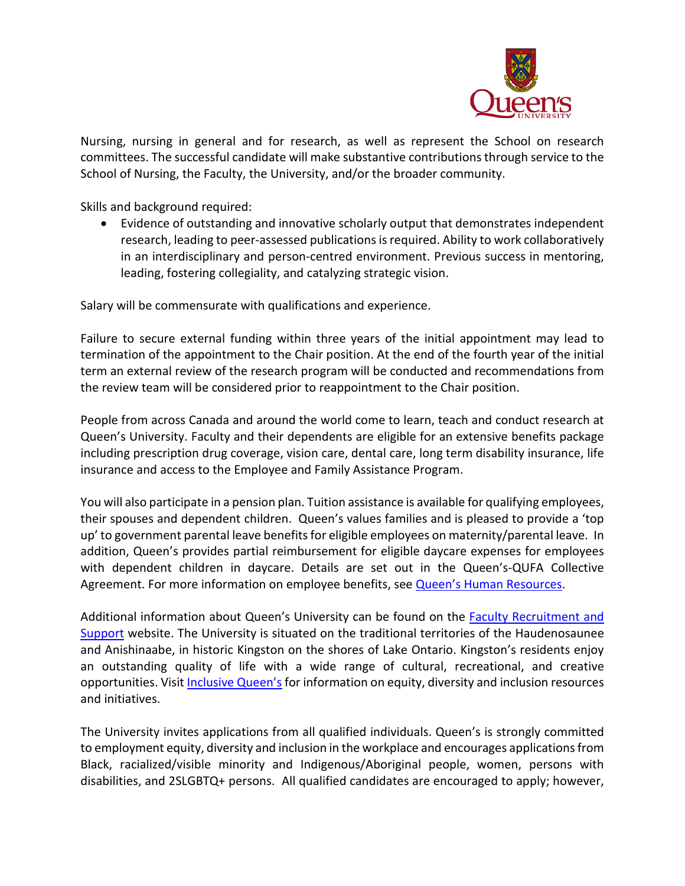Nursing, nursing in general and for research, as well as represent the School on research committees. The successful candidate will make substantive contributions through service to the School of Nursing, the Faculty, the University, and/or the broader community.

Skills and background required:

- Evidence of outstanding and innovative scholarly output that demonstrates independent research, leading to peer-assessed publications is required. Ability to work collaboratively in an interdisciplinary and person-centred environment. Previous success in mentoring, leading, fostering collegiality, and catalyzing strategic vision.

Salary will be commensurate with qualifications and experience.

Failure to secure external funding within three years of the initial appointment may lead to termination of the appointment to the Chair position. At the end of the fourth year of the initial term an external review of the research program will be conducted and recommendations from the review team will be considered prior to reappointment to the Chair position.

People from across Canada and around the world come to learn, teach and conduct research at Queen's University. Faculty and their dependents are eligible for an extensive benefits package including prescription drug coverage, vision care, dental care, long term disability insurance, life insurance and access to the Employee and Family Assistance Program.

You will also participate in a pension plan. Tuition assistance is available for qualifying employees, their spouses and dependent children. Queen's values families and is pleased to provide a 'top up' to government parental leave benefits for eligible employees on maternity/parental leave. In addition, Queen's provides partial reimbursement for eligible daycare expenses for employees with dependent children in daycare. Details are set out in the Queen's-QUFA Collective Agreement. For more information on employee benefits, see Queen's Human Resources.

Additional information about Queen's University can be found on the Faculty Recruitment and Support website. The University is situated on the traditional territories of the Haudenosaunee and Anishinaabe, in historic Kingston on the shores of Lake Ontario. Kingston's residents enjoy an outstanding quality of life with a wide range of cultural, recreational, and creative opportunities. Visit Inclusive Queen's for information on equity, diversity and inclusion resources and initiatives.

The University invites applications from all qualified individuals. Queen's is strongly committed to employment equity, diversity and inclusion in the workplace and encourages applications from Black, racialized/visible minority and Indigenous/Aboriginal people, women, persons with disabilities, and 2SLGBTQ+ persons. All qualified candidates are encouraged to apply; however,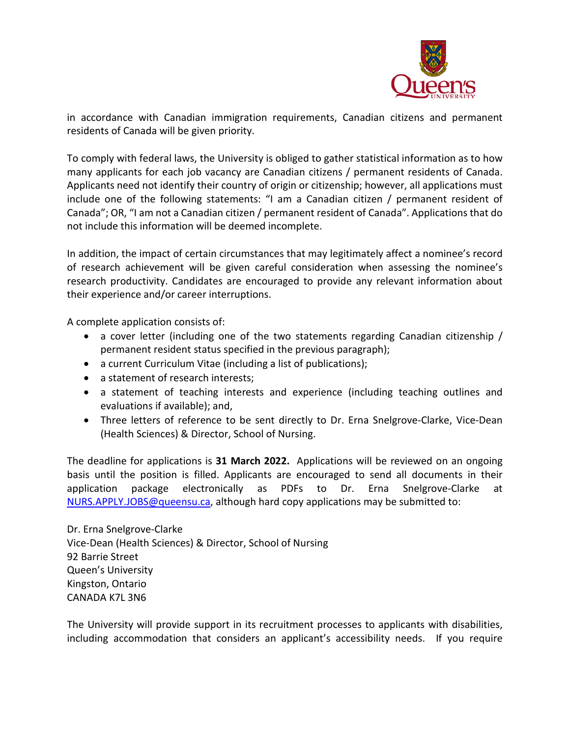in accordance with Canadian immigration requirements, Canadian citizens and permanent residents of Canada will be given priority.

To comply with federal laws, the University is obliged to gather statistical information as to how many applicants for each job vacancy are Canadian citizens / permanent residents of Canada. Applicants need not identify their country of origin or citizenship; however, all applications must include one of the following statements: "I am a Canadian citizen / permanent resident of Canada"; OR, "I am not a Canadian citizen / permanent resident of Canada". Applications that do not include this information will be deemed incomplete.

In addition, the impact of certain circumstances that may legitimately affect a nominee's record of research achievement will be given careful consideration when assessing the nominee's research productivity. Candidates are encouraged to provide any relevant information about their experience and/or career interruptions.

A complete application consists of:

- a cover letter (including one of the two statements regarding Canadian citizenship / permanent resident status specified in the previous paragraph);
- a current Curriculum Vitae (including a list of publications);
- a statement of research interests;
- a statement of teaching interests and experience (including teaching outlines and evaluations if available); and,
- Three letters of reference to be sent directly to Dr. Erna Snelgrove-Clarke, Vice-Dean (Health Sciences) & Director, School of Nursing.

The deadline for applications is **31 March 2022.** Applications will be reviewed on an ongoing basis until the position is filled. Applicants are encouraged to send all documents in their application package electronically as PDFs to Dr. Erna Snelgrove-Clarke at NURS.APPLY.JOBS@queensu.ca, although hard copy applications may be submitted to:

Dr. Erna Snelgrove-Clarke  
Vice-Dean (Health Sciences) & Director, School of Nursing  
92 Barrie Street  
Queen's University  
Kingston, Ontario  
CANADA K7L 3N6

The University will provide support in its recruitment processes to applicants with disabilities, including accommodation that considers an applicant's accessibility needs. If you require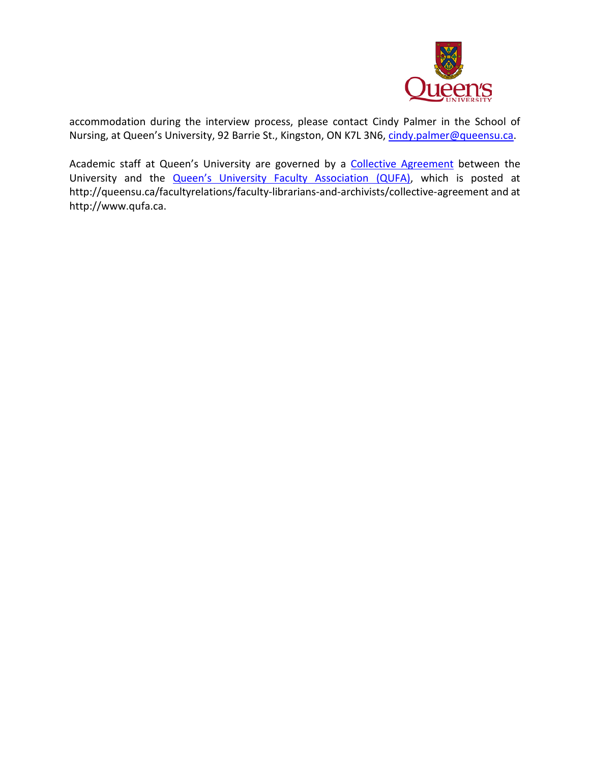accommodation during the interview process, please contact Cindy Palmer in the School of Nursing, at Queen's University, 92 Barrie St., Kingston, ON K7L 3N6, cindy.palmer@queensu.ca.

Academic staff at Queen's University are governed by a Collective Agreement between the University and the Queen's University Faculty Association (QUFA), which is posted at http://queensu.ca/facultyrelations/faculty-librarians-and-archivists/collective-agreement and at http://www.qufa.ca.